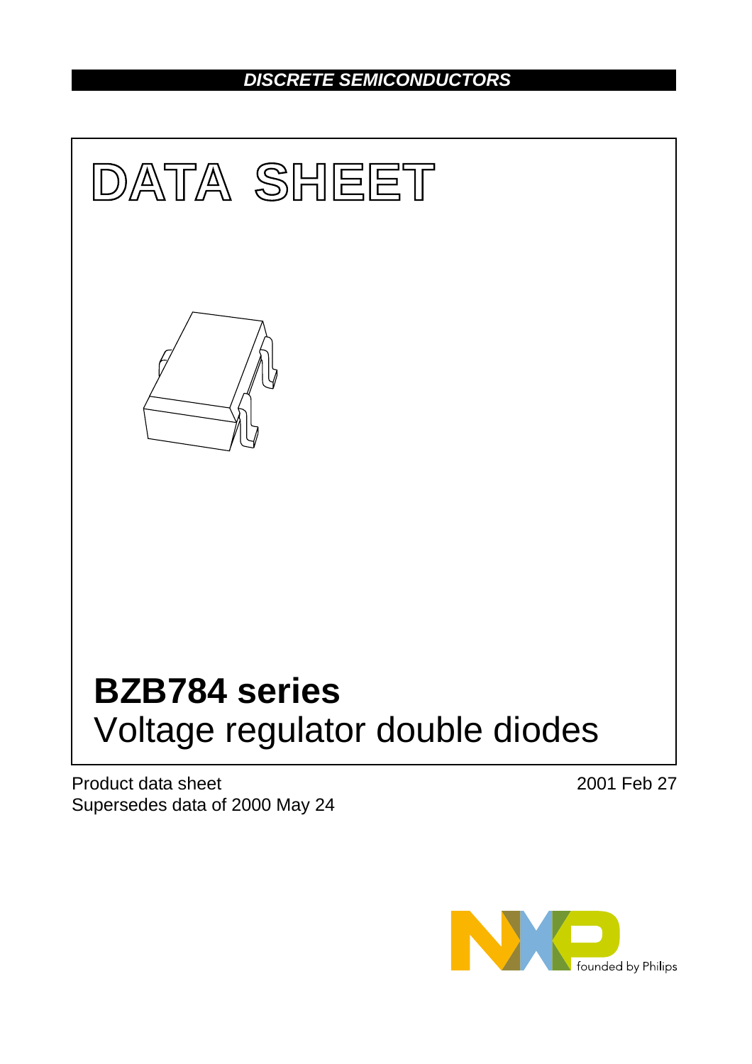DISCRETE SEMICONDUCTORS

# DATA SHEET

# BZB784 series

## Voltage regulator double diodes

Product data sheet
Supersedes data of 2000 May 24

2001 Feb 27

founded by Philips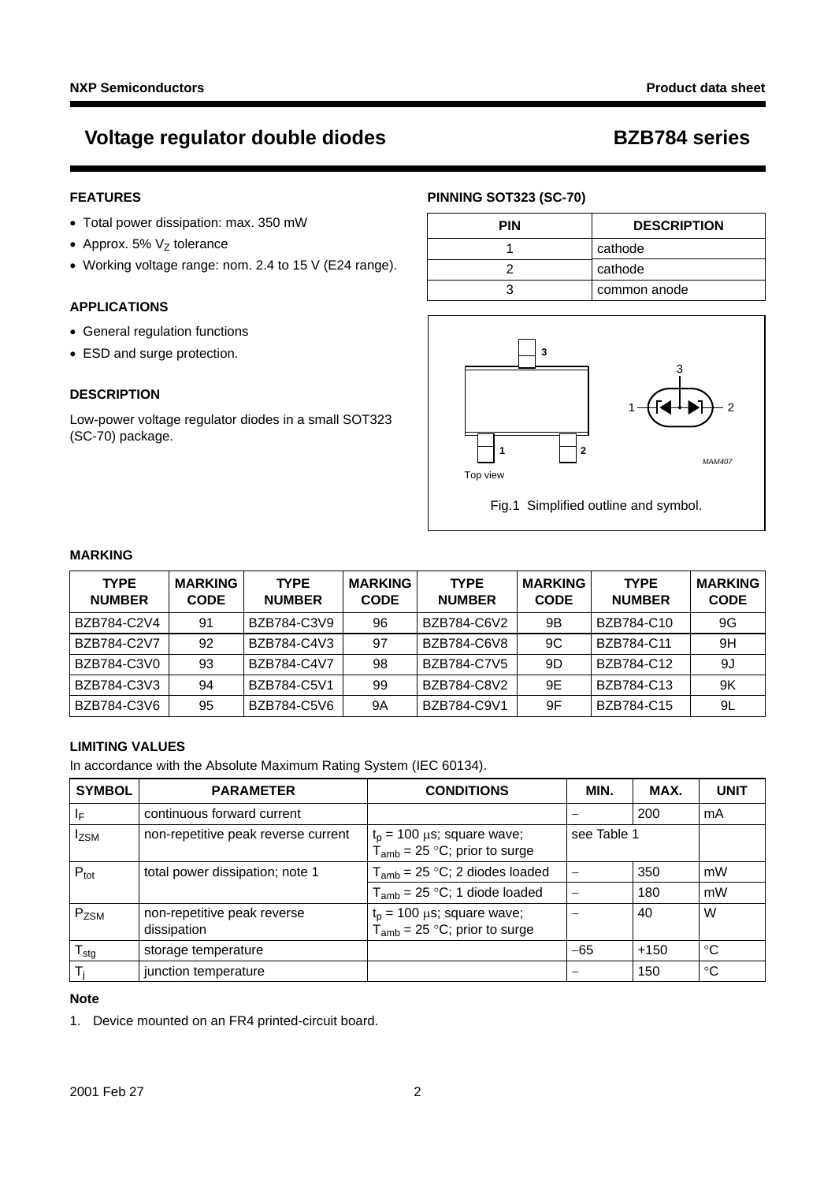# Voltage regulator double diodes — BZB784 series

## FEATURES

- Total power dissipation: max. 350 mW
- Approx. 5% $V_Z$ tolerance
- Working voltage range: nom. 2.4 to 15 V (E24 range).

## APPLICATIONS

- General regulation functions
- ESD and surge protection.

## DESCRIPTION

Low-power voltage regulator diodes in a small SOT323 (SC-70) package.

## PINNING SOT323 (SC-70)

| PIN | DESCRIPTION |
|---|---|
| 1 | cathode |
| 2 | cathode |
| 3 | common anode |

Fig.1 Simplified outline and symbol.

## MARKING

| TYPE NUMBER | MARKING CODE | TYPE NUMBER | MARKING CODE | TYPE NUMBER | MARKING CODE | TYPE NUMBER | MARKING CODE |
|---|---|---|---|---|---|---|---|
| BZB784-C2V4 | 91 | BZB784-C3V9 | 96 | BZB784-C6V2 | 9B | BZB784-C10 | 9G |
| BZB784-C2V7 | 92 | BZB784-C4V3 | 97 | BZB784-C6V8 | 9C | BZB784-C11 | 9H |
| BZB784-C3V0 | 93 | BZB784-C4V7 | 98 | BZB784-C7V5 | 9D | BZB784-C12 | 9J |
| BZB784-C3V3 | 94 | BZB784-C5V1 | 99 | BZB784-C8V2 | 9E | BZB784-C13 | 9K |
| BZB784-C3V6 | 95 | BZB784-C5V6 | 9A | BZB784-C9V1 | 9F | BZB784-C15 | 9L |

## LIMITING VALUES

In accordance with the Absolute Maximum Rating System (IEC 60134).

| SYMBOL | PARAMETER | CONDITIONS | MIN. | MAX. | UNIT |
|---|---|---|---|---|---|
| $I_F$ | continuous forward current | | − | 200 | mA |
| $I_{ZSM}$ | non-repetitive peak reverse current | $t_p$ = 100 μs; square wave; $T_{amb}$ = 25 °C; prior to surge | see Table 1 | | |
| $P_{tot}$ | total power dissipation; note 1 | $T_{amb}$ = 25 °C; 2 diodes loaded | − | 350 | mW |
| | | $T_{amb}$ = 25 °C; 1 diode loaded | − | 180 | mW |
| $P_{ZSM}$ | non-repetitive peak reverse dissipation | $t_p$ = 100 μs; square wave; $T_{amb}$ = 25 °C; prior to surge | − | 40 | W |
| $T_{stg}$ | storage temperature | | −65 | +150 | °C |
| $T_j$ | junction temperature | | − | 150 | °C |

### Note

1. Device mounted on an FR4 printed-circuit board.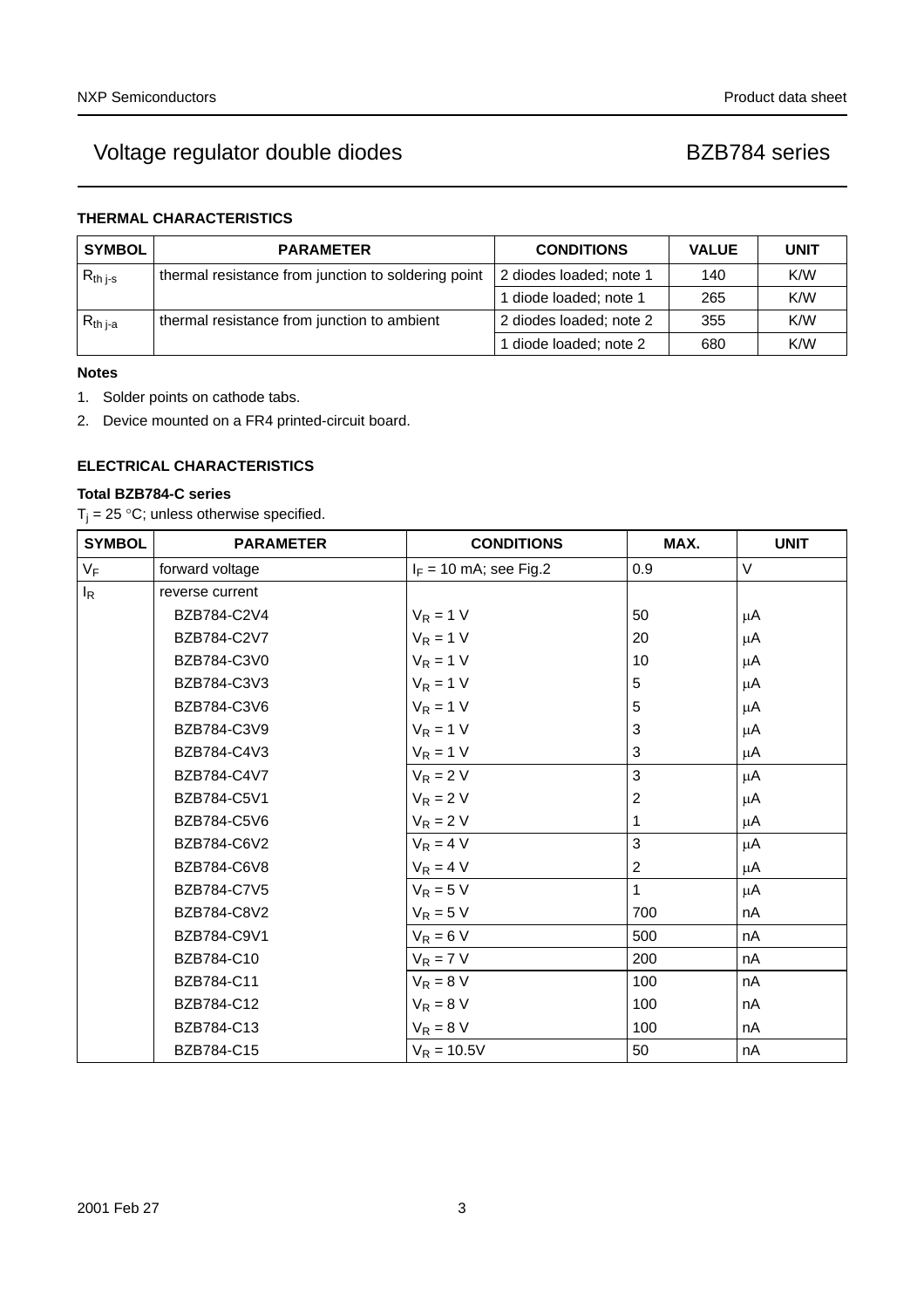### THERMAL CHARACTERISTICS

| SYMBOL | PARAMETER | CONDITIONS | VALUE | UNIT |
|---|---|---|---|---|
| $R_{th\ j\text{-}s}$ | thermal resistance from junction to soldering point | 2 diodes loaded; note 1 | 140 | K/W |
| | | 1 diode loaded; note 1 | 265 | K/W |
| $R_{th\ j\text{-}a}$ | thermal resistance from junction to ambient | 2 diodes loaded; note 2 | 355 | K/W |
| | | 1 diode loaded; note 2 | 680 | K/W |

**Notes**

1. Solder points on cathode tabs.
2. Device mounted on a FR4 printed-circuit board.

### ELECTRICAL CHARACTERISTICS

**Total BZB784-C series**

$T_j$ = 25 °C; unless otherwise specified.

| SYMBOL | PARAMETER | CONDITIONS | MAX. | UNIT |
|---|---|---|---|---|
| $V_F$ | forward voltage | $I_F$ = 10 mA; see Fig.2 | 0.9 | V |
| $I_R$ | reverse current | | | |
| | BZB784-C2V4 | $V_R$ = 1 V | 50 | μA |
| | BZB784-C2V7 | $V_R$ = 1 V | 20 | μA |
| | BZB784-C3V0 | $V_R$ = 1 V | 10 | μA |
| | BZB784-C3V3 | $V_R$ = 1 V | 5 | μA |
| | BZB784-C3V6 | $V_R$ = 1 V | 5 | μA |
| | BZB784-C3V9 | $V_R$ = 1 V | 3 | μA |
| | BZB784-C4V3 | $V_R$ = 1 V | 3 | μA |
| | BZB784-C4V7 | $V_R$ = 2 V | 3 | μA |
| | BZB784-C5V1 | $V_R$ = 2 V | 2 | μA |
| | BZB784-C5V6 | $V_R$ = 2 V | 1 | μA |
| | BZB784-C6V2 | $V_R$ = 4 V | 3 | μA |
| | BZB784-C6V8 | $V_R$ = 4 V | 2 | μA |
| | BZB784-C7V5 | $V_R$ = 5 V | 1 | μA |
| | BZB784-C8V2 | $V_R$ = 5 V | 700 | nA |
| | BZB784-C9V1 | $V_R$ = 6 V | 500 | nA |
| | BZB784-C10 | $V_R$ = 7 V | 200 | nA |
| | BZB784-C11 | $V_R$ = 8 V | 100 | nA |
| | BZB784-C12 | $V_R$ = 8 V | 100 | nA |
| | BZB784-C13 | $V_R$ = 8 V | 100 | nA |
| | BZB784-C15 | $V_R$ = 10.5V | 50 | nA |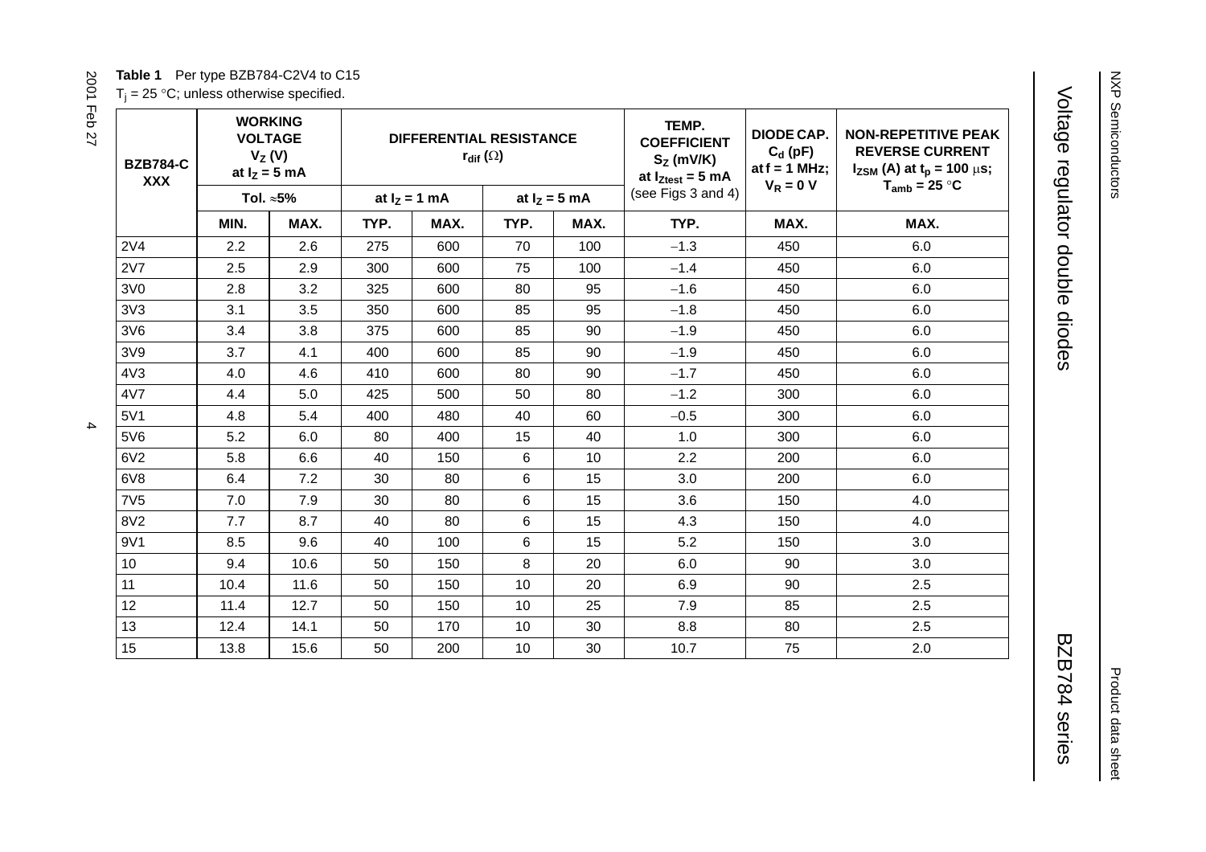**Table 1** Per type BZB784-C2V4 to C15

$T_j$ = 25 °C; unless otherwise specified.

| BZB784-C XXX | WORKING VOLTAGE $V_Z$ (V) at $I_Z$ = 5 mA | | DIFFERENTIAL RESISTANCE $r_{dif}$ (Ω) | | | | TEMP. COEFFICIENT $S_Z$ (mV/K) at $I_{Ztest}$ = 5 mA (see Figs 3 and 4) | DIODE CAP. $C_d$ (pF) at f = 1 MHz; $V_R$ = 0 V | NON-REPETITIVE PEAK REVERSE CURRENT $I_{ZSM}$ (A) at $t_p$ = 100 μs; $T_{amb}$ = 25 °C |
|---|---|---|---|---|---|---|---|---|---|
| | Tol. ≈5% | | at $I_Z$ = 1 mA | | at $I_Z$ = 5 mA | | | | |
| | MIN. | MAX. | TYP. | MAX. | TYP. | MAX. | TYP. | MAX. | MAX. |
| 2V4 | 2.2 | 2.6 | 275 | 600 | 70 | 100 | −1.3 | 450 | 6.0 |
| 2V7 | 2.5 | 2.9 | 300 | 600 | 75 | 100 | −1.4 | 450 | 6.0 |
| 3V0 | 2.8 | 3.2 | 325 | 600 | 80 | 95 | −1.6 | 450 | 6.0 |
| 3V3 | 3.1 | 3.5 | 350 | 600 | 85 | 95 | −1.8 | 450 | 6.0 |
| 3V6 | 3.4 | 3.8 | 375 | 600 | 85 | 90 | −1.9 | 450 | 6.0 |
| 3V9 | 3.7 | 4.1 | 400 | 600 | 85 | 90 | −1.9 | 450 | 6.0 |
| 4V3 | 4.0 | 4.6 | 410 | 600 | 80 | 90 | −1.7 | 450 | 6.0 |
| 4V7 | 4.4 | 5.0 | 425 | 500 | 50 | 80 | −1.2 | 300 | 6.0 |
| 5V1 | 4.8 | 5.4 | 400 | 480 | 40 | 60 | −0.5 | 300 | 6.0 |
| 5V6 | 5.2 | 6.0 | 80 | 400 | 15 | 40 | 1.0 | 300 | 6.0 |
| 6V2 | 5.8 | 6.6 | 40 | 150 | 6 | 10 | 2.2 | 200 | 6.0 |
| 6V8 | 6.4 | 7.2 | 30 | 80 | 6 | 15 | 3.0 | 200 | 6.0 |
| 7V5 | 7.0 | 7.9 | 30 | 80 | 6 | 15 | 3.6 | 150 | 4.0 |
| 8V2 | 7.7 | 8.7 | 40 | 80 | 6 | 15 | 4.3 | 150 | 4.0 |
| 9V1 | 8.5 | 9.6 | 40 | 100 | 6 | 15 | 5.2 | 150 | 3.0 |
| 10 | 9.4 | 10.6 | 50 | 150 | 8 | 20 | 6.0 | 90 | 3.0 |
| 11 | 10.4 | 11.6 | 50 | 150 | 10 | 20 | 6.9 | 90 | 2.5 |
| 12 | 11.4 | 12.7 | 50 | 150 | 10 | 25 | 7.9 | 85 | 2.5 |
| 13 | 12.4 | 14.1 | 50 | 170 | 10 | 30 | 8.8 | 80 | 2.5 |
| 15 | 13.8 | 15.6 | 50 | 200 | 10 | 30 | 10.7 | 75 | 2.0 |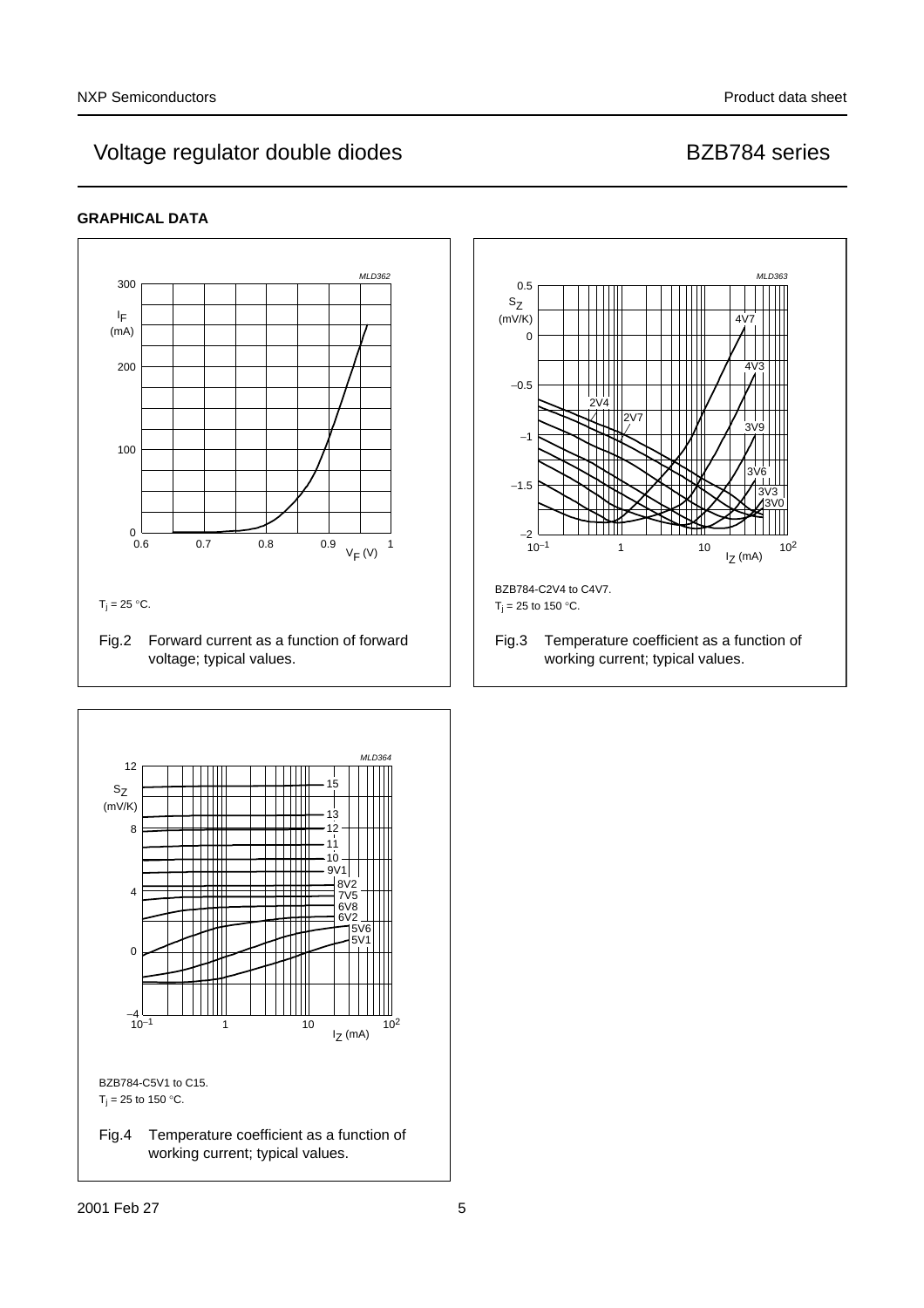## GRAPHICAL DATA

$T_j = 25\ °C$.

Fig.2 Forward current as a function of forward voltage; typical values.

BZB784-C2V4 to C4V7.

$T_j = 25$ to $150\ °C$.

Fig.3 Temperature coefficient as a function of working current; typical values.

BZB784-C5V1 to C15.

$T_j = 25$ to $150\ °C$.

Fig.4 Temperature coefficient as a function of working current; typical values.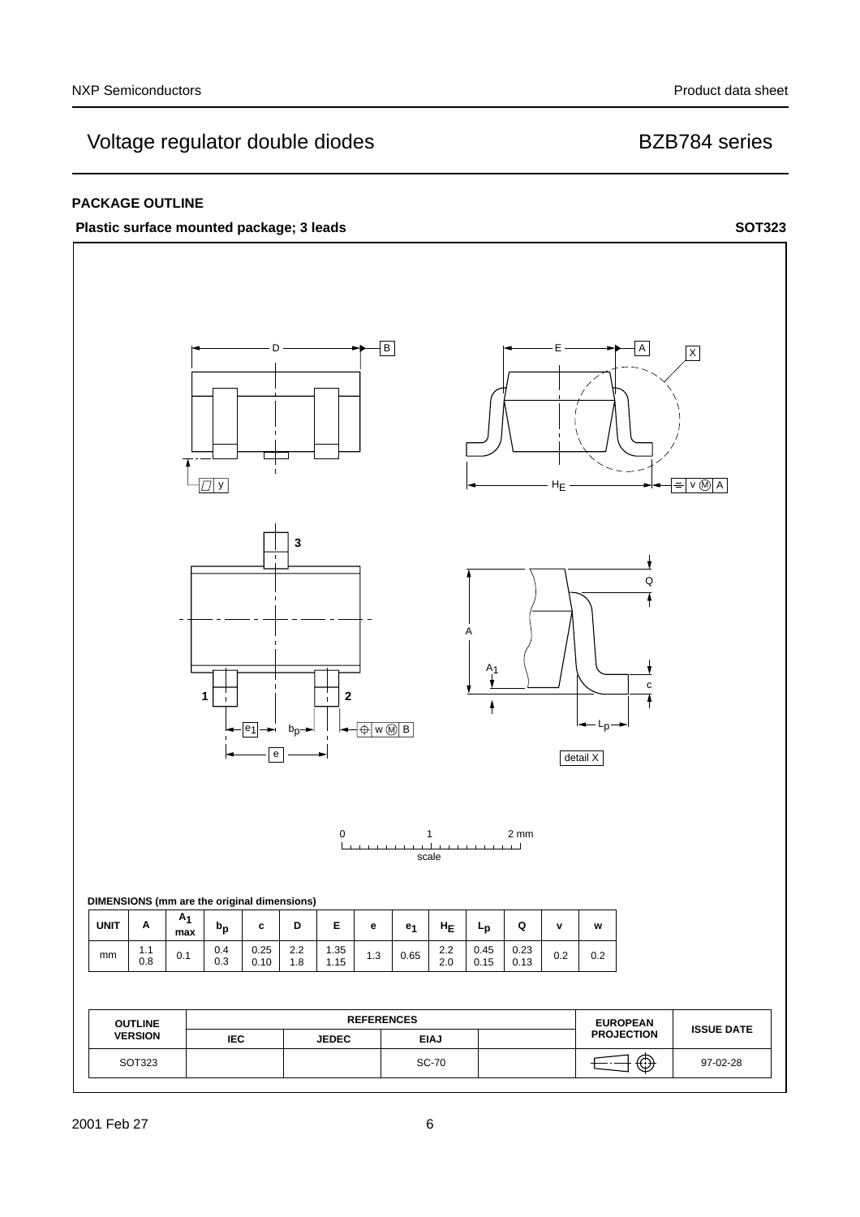## PACKAGE OUTLINE

**Plastic surface mounted package; 3 leads** **SOT323**

**DIMENSIONS (mm are the original dimensions)**

| UNIT | A | $A_1$ max | $b_p$ | c | D | E | e | $e_1$ | $H_E$ | $L_p$ | Q | v | w |
|---|---|---|---|---|---|---|---|---|---|---|---|---|---|
| mm | 1.1<br>0.8 | 0.1 | 0.4<br>0.3 | 0.25<br>0.10 | 2.2<br>1.8 | 1.35<br>1.15 | 1.3 | 0.65 | 2.2<br>2.0 | 0.45<br>0.15 | 0.23<br>0.13 | 0.2 | 0.2 |

| OUTLINE VERSION | REFERENCES | | | | EUROPEAN PROJECTION | ISSUE DATE |
|---|---|---|---|---|---|---|
| | IEC | JEDEC | EIAJ | | | |
| SOT323 | | | SC-70 | | | 97-02-28 |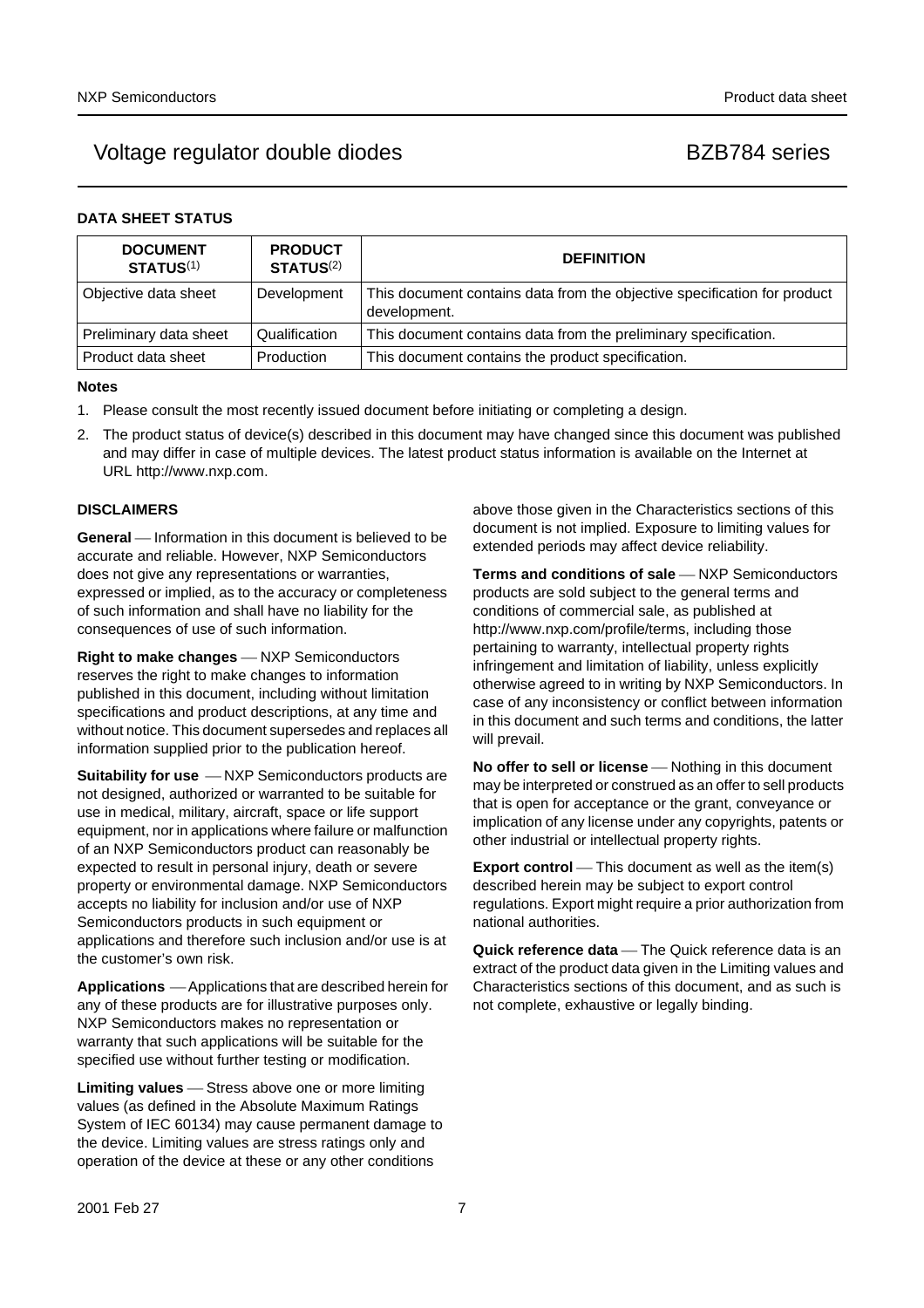## DATA SHEET STATUS

| DOCUMENT STATUS(1) | PRODUCT STATUS(2) | DEFINITION |
|---|---|---|
| Objective data sheet | Development | This document contains data from the objective specification for product development. |
| Preliminary data sheet | Qualification | This document contains data from the preliminary specification. |
| Product data sheet | Production | This document contains the product specification. |

**Notes**

1. Please consult the most recently issued document before initiating or completing a design.
2. The product status of device(s) described in this document may have changed since this document was published and may differ in case of multiple devices. The latest product status information is available on the Internet at URL http://www.nxp.com.

## DISCLAIMERS

**General** — Information in this document is believed to be accurate and reliable. However, NXP Semiconductors does not give any representations or warranties, expressed or implied, as to the accuracy or completeness of such information and shall have no liability for the consequences of use of such information.

**Right to make changes** — NXP Semiconductors reserves the right to make changes to information published in this document, including without limitation specifications and product descriptions, at any time and without notice. This document supersedes and replaces all information supplied prior to the publication hereof.

**Suitability for use** — NXP Semiconductors products are not designed, authorized or warranted to be suitable for use in medical, military, aircraft, space or life support equipment, nor in applications where failure or malfunction of an NXP Semiconductors product can reasonably be expected to result in personal injury, death or severe property or environmental damage. NXP Semiconductors accepts no liability for inclusion and/or use of NXP Semiconductors products in such equipment or applications and therefore such inclusion and/or use is at the customer's own risk.

**Applications** — Applications that are described herein for any of these products are for illustrative purposes only. NXP Semiconductors makes no representation or warranty that such applications will be suitable for the specified use without further testing or modification.

**Limiting values** — Stress above one or more limiting values (as defined in the Absolute Maximum Ratings System of IEC 60134) may cause permanent damage to the device. Limiting values are stress ratings only and operation of the device at these or any other conditions above those given in the Characteristics sections of this document is not implied. Exposure to limiting values for extended periods may affect device reliability.

**Terms and conditions of sale** — NXP Semiconductors products are sold subject to the general terms and conditions of commercial sale, as published at http://www.nxp.com/profile/terms, including those pertaining to warranty, intellectual property rights infringement and limitation of liability, unless explicitly otherwise agreed to in writing by NXP Semiconductors. In case of any inconsistency or conflict between information in this document and such terms and conditions, the latter will prevail.

**No offer to sell or license** — Nothing in this document may be interpreted or construed as an offer to sell products that is open for acceptance or the grant, conveyance or implication of any license under any copyrights, patents or other industrial or intellectual property rights.

**Export control** — This document as well as the item(s) described herein may be subject to export control regulations. Export might require a prior authorization from national authorities.

**Quick reference data** — The Quick reference data is an extract of the product data given in the Limiting values and Characteristics sections of this document, and as such is not complete, exhaustive or legally binding.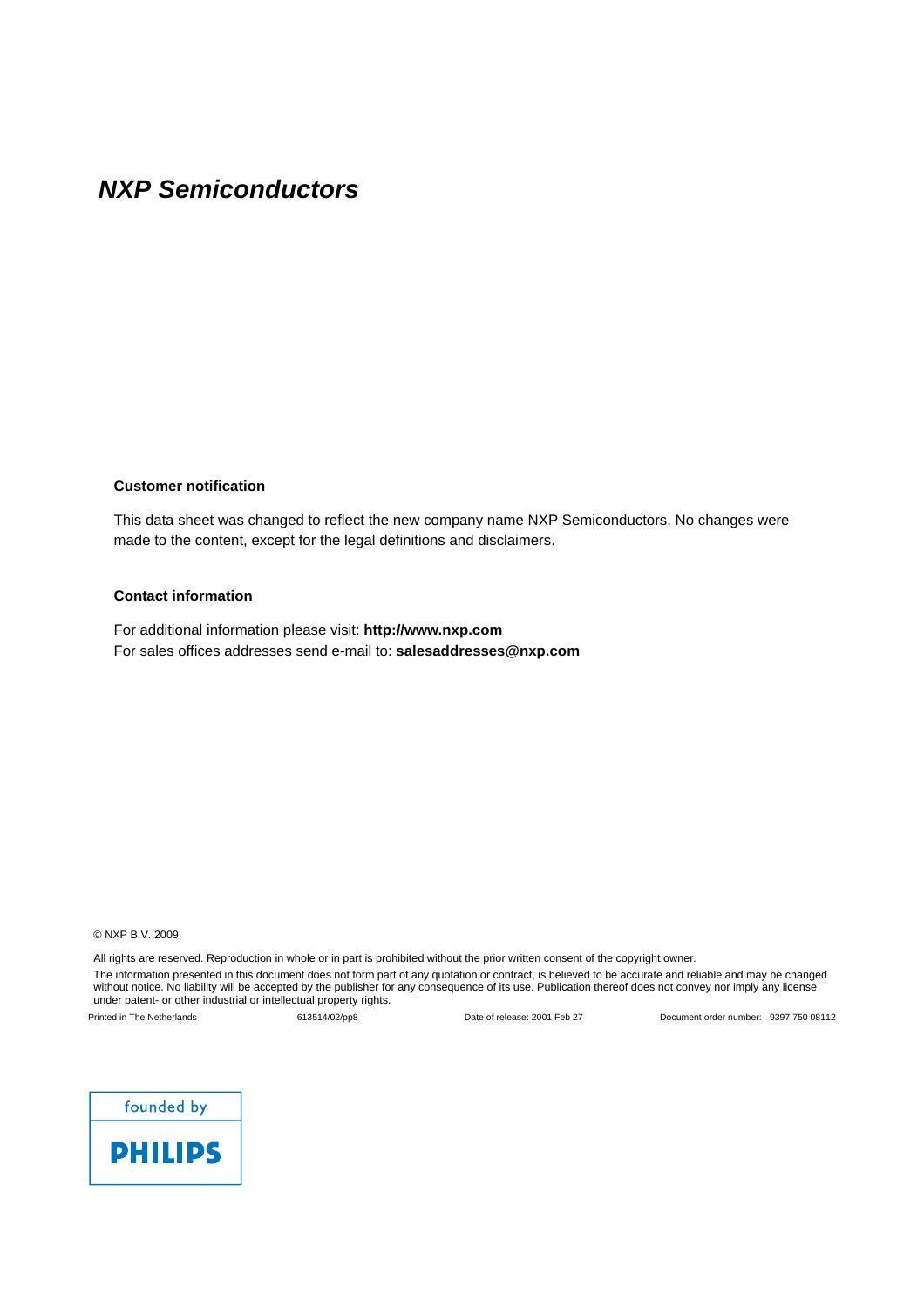# *NXP Semiconductors*

**Customer notification**

This data sheet was changed to reflect the new company name NXP Semiconductors. No changes were made to the content, except for the legal definitions and disclaimers.

**Contact information**

For additional information please visit: **http://www.nxp.com**
For sales offices addresses send e-mail to: **salesaddresses@nxp.com**

© NXP B.V. 2009

All rights are reserved. Reproduction in whole or in part is prohibited without the prior written consent of the copyright owner.
The information presented in this document does not form part of any quotation or contract, is believed to be accurate and reliable and may be changed without notice. No liability will be accepted by the publisher for any consequence of its use. Publication thereof does not convey nor imply any license under patent- or other industrial or intellectual property rights.

Printed in The Netherlands    613514/02/pp8    Date of release: 2001 Feb 27    Document order number: 9397 750 08112

founded by
PHILIPS